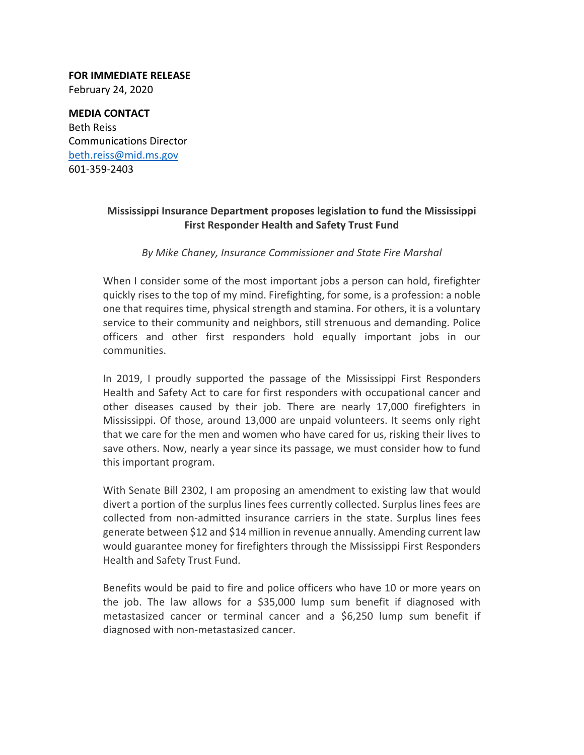**FOR IMMEDIATE RELEASE**
February 24, 2020

**MEDIA CONTACT**
Beth Reiss
Communications Director
beth.reiss@mid.ms.gov
601-359-2403

**Mississippi Insurance Department proposes legislation to fund the Mississippi First Responder Health and Safety Trust Fund**

*By Mike Chaney, Insurance Commissioner and State Fire Marshal*

When I consider some of the most important jobs a person can hold, firefighter quickly rises to the top of my mind. Firefighting, for some, is a profession: a noble one that requires time, physical strength and stamina. For others, it is a voluntary service to their community and neighbors, still strenuous and demanding. Police officers and other first responders hold equally important jobs in our communities.

In 2019, I proudly supported the passage of the Mississippi First Responders Health and Safety Act to care for first responders with occupational cancer and other diseases caused by their job. There are nearly 17,000 firefighters in Mississippi. Of those, around 13,000 are unpaid volunteers. It seems only right that we care for the men and women who have cared for us, risking their lives to save others. Now, nearly a year since its passage, we must consider how to fund this important program.

With Senate Bill 2302, I am proposing an amendment to existing law that would divert a portion of the surplus lines fees currently collected. Surplus lines fees are collected from non-admitted insurance carriers in the state. Surplus lines fees generate between $12 and $14 million in revenue annually. Amending current law would guarantee money for firefighters through the Mississippi First Responders Health and Safety Trust Fund.

Benefits would be paid to fire and police officers who have 10 or more years on the job. The law allows for a $35,000 lump sum benefit if diagnosed with metastasized cancer or terminal cancer and a $6,250 lump sum benefit if diagnosed with non-metastasized cancer.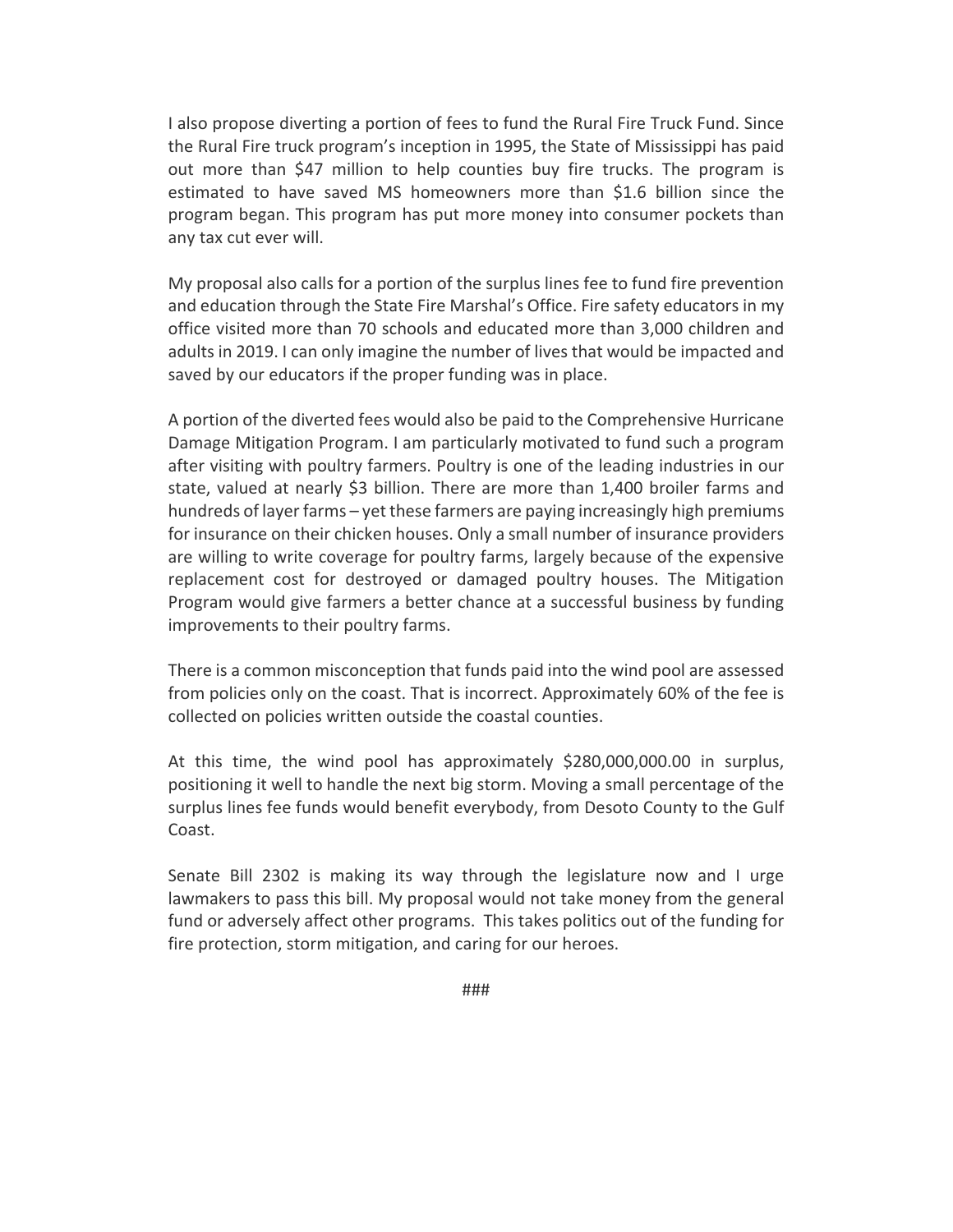I also propose diverting a portion of fees to fund the Rural Fire Truck Fund. Since the Rural Fire truck program's inception in 1995, the State of Mississippi has paid out more than $47 million to help counties buy fire trucks. The program is estimated to have saved MS homeowners more than $1.6 billion since the program began. This program has put more money into consumer pockets than any tax cut ever will.

My proposal also calls for a portion of the surplus lines fee to fund fire prevention and education through the State Fire Marshal's Office. Fire safety educators in my office visited more than 70 schools and educated more than 3,000 children and adults in 2019. I can only imagine the number of lives that would be impacted and saved by our educators if the proper funding was in place.

A portion of the diverted fees would also be paid to the Comprehensive Hurricane Damage Mitigation Program. I am particularly motivated to fund such a program after visiting with poultry farmers. Poultry is one of the leading industries in our state, valued at nearly $3 billion. There are more than 1,400 broiler farms and hundreds of layer farms – yet these farmers are paying increasingly high premiums for insurance on their chicken houses. Only a small number of insurance providers are willing to write coverage for poultry farms, largely because of the expensive replacement cost for destroyed or damaged poultry houses. The Mitigation Program would give farmers a better chance at a successful business by funding improvements to their poultry farms.

There is a common misconception that funds paid into the wind pool are assessed from policies only on the coast. That is incorrect. Approximately 60% of the fee is collected on policies written outside the coastal counties.

At this time, the wind pool has approximately $280,000,000.00 in surplus, positioning it well to handle the next big storm. Moving a small percentage of the surplus lines fee funds would benefit everybody, from Desoto County to the Gulf Coast.

Senate Bill 2302 is making its way through the legislature now and I urge lawmakers to pass this bill. My proposal would not take money from the general fund or adversely affect other programs. This takes politics out of the funding for fire protection, storm mitigation, and caring for our heroes.

###